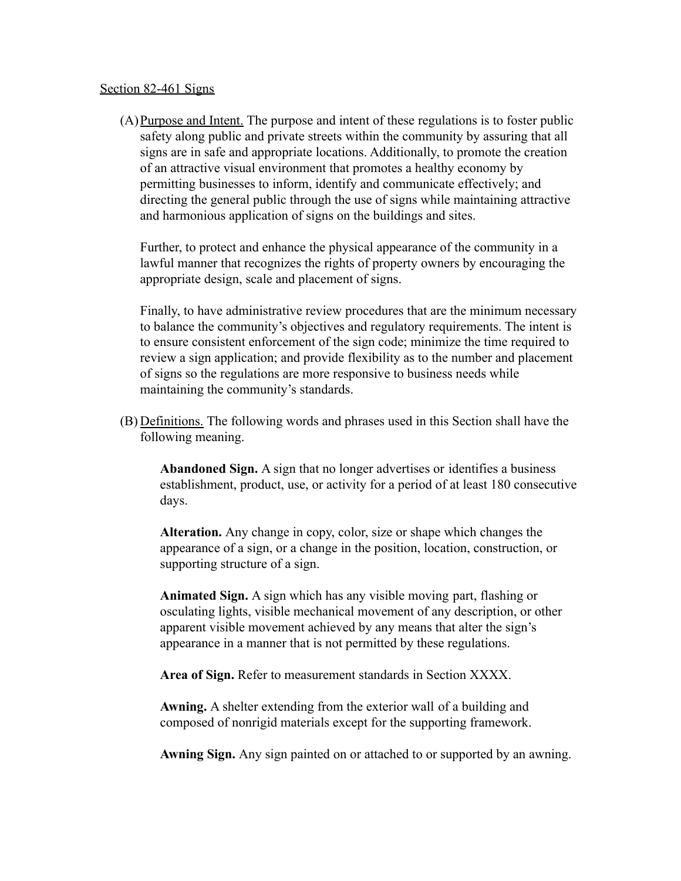Section 82-461 Signs

(A) Purpose and Intent. The purpose and intent of these regulations is to foster public safety along public and private streets within the community by assuring that all signs are in safe and appropriate locations. Additionally, to promote the creation of an attractive visual environment that promotes a healthy economy by permitting businesses to inform, identify and communicate effectively; and directing the general public through the use of signs while maintaining attractive and harmonious application of signs on the buildings and sites.

Further, to protect and enhance the physical appearance of the community in a lawful manner that recognizes the rights of property owners by encouraging the appropriate design, scale and placement of signs.

Finally, to have administrative review procedures that are the minimum necessary to balance the community's objectives and regulatory requirements. The intent is to ensure consistent enforcement of the sign code; minimize the time required to review a sign application; and provide flexibility as to the number and placement of signs so the regulations are more responsive to business needs while maintaining the community's standards.

(B) Definitions. The following words and phrases used in this Section shall have the following meaning.

**Abandoned Sign.** A sign that no longer advertises or identifies a business establishment, product, use, or activity for a period of at least 180 consecutive days.

**Alteration.** Any change in copy, color, size or shape which changes the appearance of a sign, or a change in the position, location, construction, or supporting structure of a sign.

**Animated Sign.** A sign which has any visible moving part, flashing or osculating lights, visible mechanical movement of any description, or other apparent visible movement achieved by any means that alter the sign's appearance in a manner that is not permitted by these regulations.

**Area of Sign.** Refer to measurement standards in Section XXXX.

**Awning.** A shelter extending from the exterior wall of a building and composed of nonrigid materials except for the supporting framework.

**Awning Sign.** Any sign painted on or attached to or supported by an awning.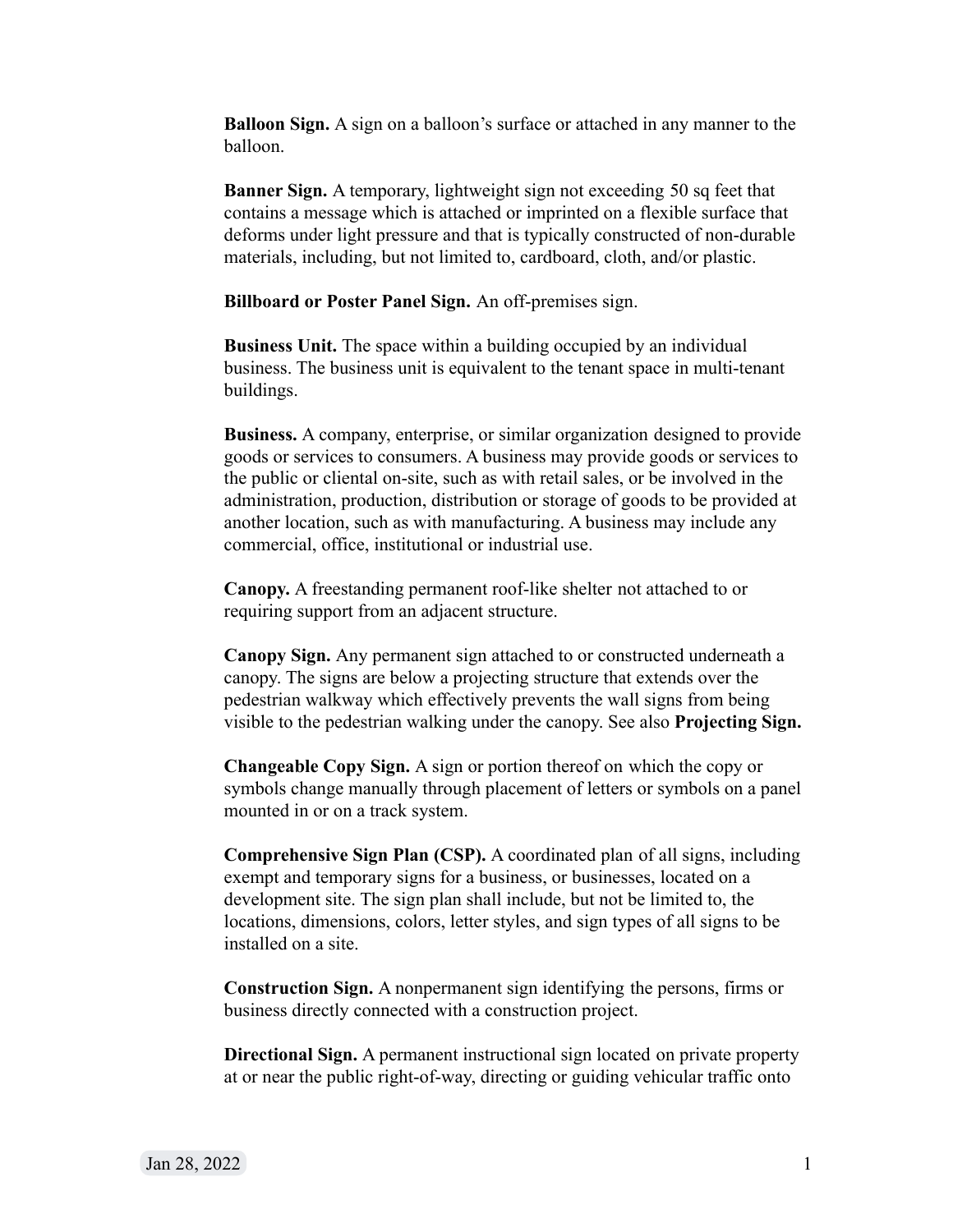**Balloon Sign.** A sign on a balloon's surface or attached in any manner to the balloon.

**Banner Sign.** A temporary, lightweight sign not exceeding 50 sq feet that contains a message which is attached or imprinted on a flexible surface that deforms under light pressure and that is typically constructed of non-durable materials, including, but not limited to, cardboard, cloth, and/or plastic.

**Billboard or Poster Panel Sign.** An off-premises sign.

**Business Unit.** The space within a building occupied by an individual business. The business unit is equivalent to the tenant space in multi-tenant buildings.

**Business.** A company, enterprise, or similar organization designed to provide goods or services to consumers. A business may provide goods or services to the public or cliental on-site, such as with retail sales, or be involved in the administration, production, distribution or storage of goods to be provided at another location, such as with manufacturing. A business may include any commercial, office, institutional or industrial use.

**Canopy.** A freestanding permanent roof-like shelter not attached to or requiring support from an adjacent structure.

**Canopy Sign.** Any permanent sign attached to or constructed underneath a canopy. The signs are below a projecting structure that extends over the pedestrian walkway which effectively prevents the wall signs from being visible to the pedestrian walking under the canopy. See also **Projecting Sign.**

**Changeable Copy Sign.** A sign or portion thereof on which the copy or symbols change manually through placement of letters or symbols on a panel mounted in or on a track system.

**Comprehensive Sign Plan (CSP).** A coordinated plan of all signs, including exempt and temporary signs for a business, or businesses, located on a development site. The sign plan shall include, but not be limited to, the locations, dimensions, colors, letter styles, and sign types of all signs to be installed on a site.

**Construction Sign.** A nonpermanent sign identifying the persons, firms or business directly connected with a construction project.

**Directional Sign.** A permanent instructional sign located on private property at or near the public right-of-way, directing or guiding vehicular traffic onto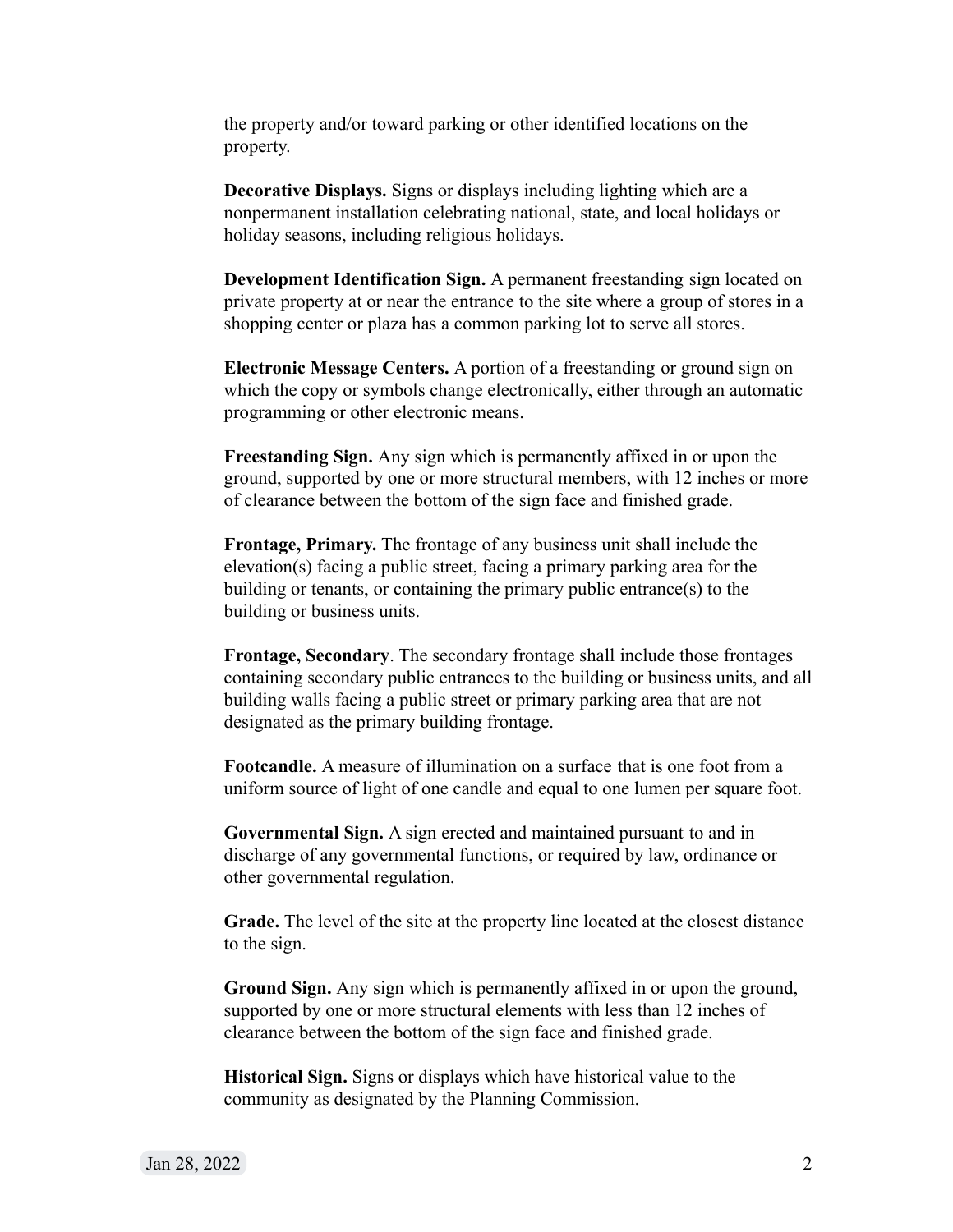the property and/or toward parking or other identified locations on the property.

**Decorative Displays.** Signs or displays including lighting which are a nonpermanent installation celebrating national, state, and local holidays or holiday seasons, including religious holidays.

**Development Identification Sign.** A permanent freestanding sign located on private property at or near the entrance to the site where a group of stores in a shopping center or plaza has a common parking lot to serve all stores.

**Electronic Message Centers.** A portion of a freestanding or ground sign on which the copy or symbols change electronically, either through an automatic programming or other electronic means.

**Freestanding Sign.** Any sign which is permanently affixed in or upon the ground, supported by one or more structural members, with 12 inches or more of clearance between the bottom of the sign face and finished grade.

**Frontage, Primary.** The frontage of any business unit shall include the elevation(s) facing a public street, facing a primary parking area for the building or tenants, or containing the primary public entrance(s) to the building or business units.

**Frontage, Secondary**. The secondary frontage shall include those frontages containing secondary public entrances to the building or business units, and all building walls facing a public street or primary parking area that are not designated as the primary building frontage.

**Footcandle.** A measure of illumination on a surface that is one foot from a uniform source of light of one candle and equal to one lumen per square foot.

**Governmental Sign.** A sign erected and maintained pursuant to and in discharge of any governmental functions, or required by law, ordinance or other governmental regulation.

**Grade.** The level of the site at the property line located at the closest distance to the sign.

**Ground Sign.** Any sign which is permanently affixed in or upon the ground, supported by one or more structural elements with less than 12 inches of clearance between the bottom of the sign face and finished grade.

**Historical Sign.** Signs or displays which have historical value to the community as designated by the Planning Commission.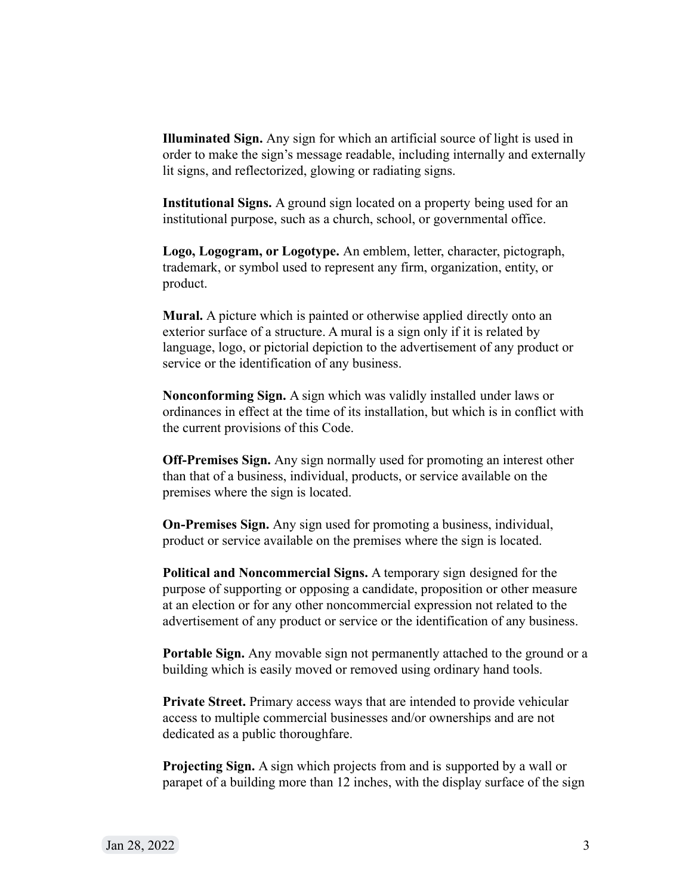**Illuminated Sign.** Any sign for which an artificial source of light is used in order to make the sign's message readable, including internally and externally lit signs, and reflectorized, glowing or radiating signs.

**Institutional Signs.** A ground sign located on a property being used for an institutional purpose, such as a church, school, or governmental office.

**Logo, Logogram, or Logotype.** An emblem, letter, character, pictograph, trademark, or symbol used to represent any firm, organization, entity, or product.

**Mural.** A picture which is painted or otherwise applied directly onto an exterior surface of a structure. A mural is a sign only if it is related by language, logo, or pictorial depiction to the advertisement of any product or service or the identification of any business.

**Nonconforming Sign.** A sign which was validly installed under laws or ordinances in effect at the time of its installation, but which is in conflict with the current provisions of this Code.

**Off-Premises Sign.** Any sign normally used for promoting an interest other than that of a business, individual, products, or service available on the premises where the sign is located.

**On-Premises Sign.** Any sign used for promoting a business, individual, product or service available on the premises where the sign is located.

**Political and Noncommercial Signs.** A temporary sign designed for the purpose of supporting or opposing a candidate, proposition or other measure at an election or for any other noncommercial expression not related to the advertisement of any product or service or the identification of any business.

**Portable Sign.** Any movable sign not permanently attached to the ground or a building which is easily moved or removed using ordinary hand tools.

**Private Street.** Primary access ways that are intended to provide vehicular access to multiple commercial businesses and/or ownerships and are not dedicated as a public thoroughfare.

**Projecting Sign.** A sign which projects from and is supported by a wall or parapet of a building more than 12 inches, with the display surface of the sign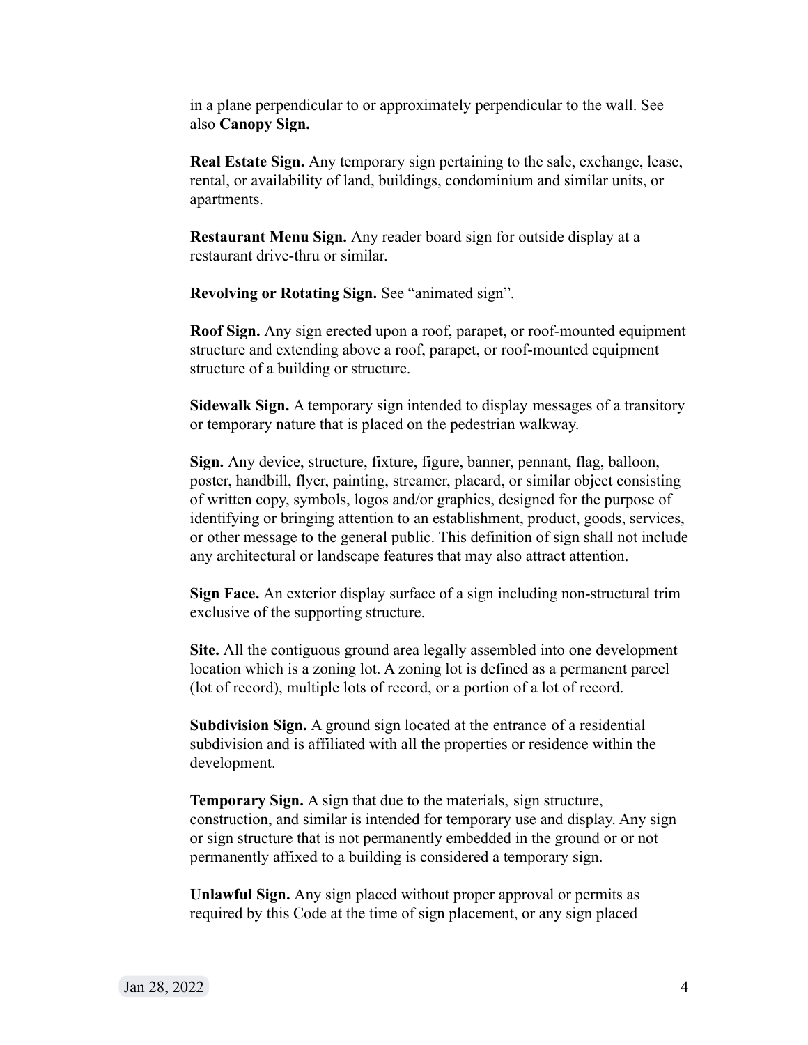in a plane perpendicular to or approximately perpendicular to the wall. See also **Canopy Sign.**

**Real Estate Sign.** Any temporary sign pertaining to the sale, exchange, lease, rental, or availability of land, buildings, condominium and similar units, or apartments.

**Restaurant Menu Sign.** Any reader board sign for outside display at a restaurant drive-thru or similar.

**Revolving or Rotating Sign.** See "animated sign".

**Roof Sign.** Any sign erected upon a roof, parapet, or roof-mounted equipment structure and extending above a roof, parapet, or roof-mounted equipment structure of a building or structure.

**Sidewalk Sign.** A temporary sign intended to display messages of a transitory or temporary nature that is placed on the pedestrian walkway.

**Sign.** Any device, structure, fixture, figure, banner, pennant, flag, balloon, poster, handbill, flyer, painting, streamer, placard, or similar object consisting of written copy, symbols, logos and/or graphics, designed for the purpose of identifying or bringing attention to an establishment, product, goods, services, or other message to the general public. This definition of sign shall not include any architectural or landscape features that may also attract attention.

**Sign Face.** An exterior display surface of a sign including non-structural trim exclusive of the supporting structure.

**Site.** All the contiguous ground area legally assembled into one development location which is a zoning lot. A zoning lot is defined as a permanent parcel (lot of record), multiple lots of record, or a portion of a lot of record.

**Subdivision Sign.** A ground sign located at the entrance of a residential subdivision and is affiliated with all the properties or residence within the development.

**Temporary Sign.** A sign that due to the materials, sign structure, construction, and similar is intended for temporary use and display. Any sign or sign structure that is not permanently embedded in the ground or or not permanently affixed to a building is considered a temporary sign.

**Unlawful Sign.** Any sign placed without proper approval or permits as required by this Code at the time of sign placement, or any sign placed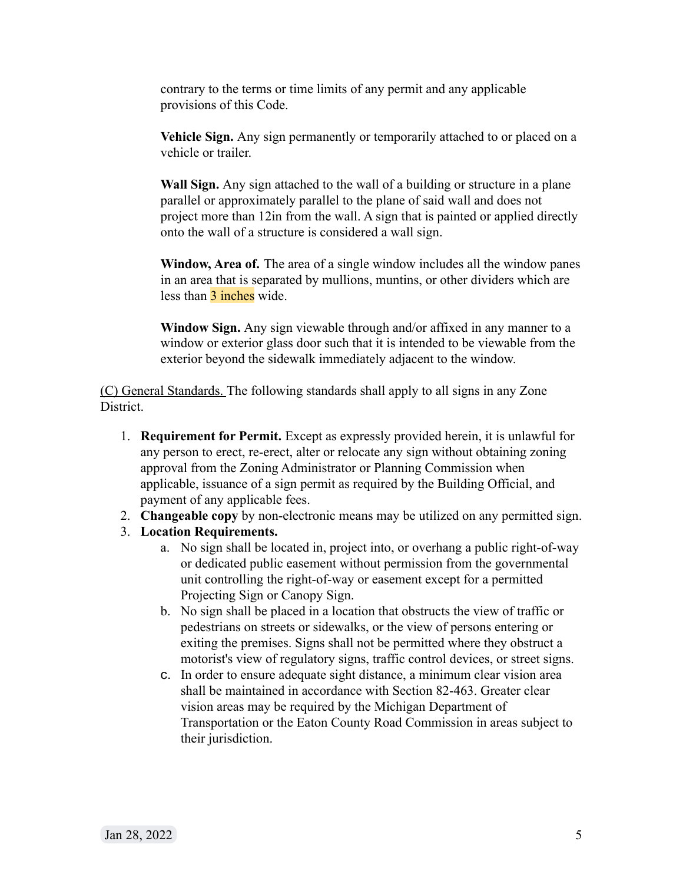contrary to the terms or time limits of any permit and any applicable provisions of this Code.

**Vehicle Sign.** Any sign permanently or temporarily attached to or placed on a vehicle or trailer.

**Wall Sign.** Any sign attached to the wall of a building or structure in a plane parallel or approximately parallel to the plane of said wall and does not project more than 12in from the wall. A sign that is painted or applied directly onto the wall of a structure is considered a wall sign.

**Window, Area of.** The area of a single window includes all the window panes in an area that is separated by mullions, muntins, or other dividers which are less than 3 inches wide.

**Window Sign.** Any sign viewable through and/or affixed in any manner to a window or exterior glass door such that it is intended to be viewable from the exterior beyond the sidewalk immediately adjacent to the window.

<u>(C) General Standards.</u> The following standards shall apply to all signs in any Zone District.

1. **Requirement for Permit.** Except as expressly provided herein, it is unlawful for any person to erect, re-erect, alter or relocate any sign without obtaining zoning approval from the Zoning Administrator or Planning Commission when applicable, issuance of a sign permit as required by the Building Official, and payment of any applicable fees.
2. **Changeable copy** by non-electronic means may be utilized on any permitted sign.
3. **Location Requirements.**
   a. No sign shall be located in, project into, or overhang a public right-of-way or dedicated public easement without permission from the governmental unit controlling the right-of-way or easement except for a permitted Projecting Sign or Canopy Sign.
   b. No sign shall be placed in a location that obstructs the view of traffic or pedestrians on streets or sidewalks, or the view of persons entering or exiting the premises. Signs shall not be permitted where they obstruct a motorist's view of regulatory signs, traffic control devices, or street signs.
   c. In order to ensure adequate sight distance, a minimum clear vision area shall be maintained in accordance with Section 82-463. Greater clear vision areas may be required by the Michigan Department of Transportation or the Eaton County Road Commission in areas subject to their jurisdiction.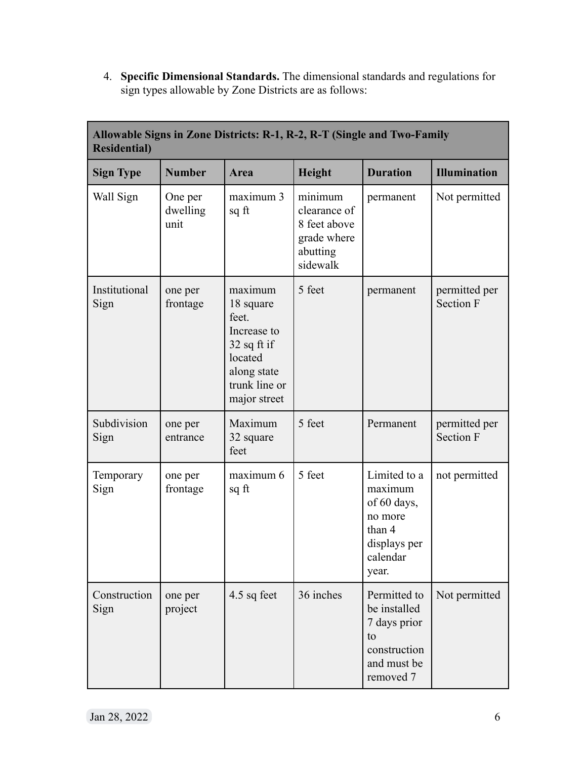4. **Specific Dimensional Standards.** The dimensional standards and regulations for sign types allowable by Zone Districts are as follows:

| **Allowable Signs in Zone Districts: R-1, R-2, R-T (Single and Two-Family Residential)** | | | | | |
|---|---|---|---|---|---|
| **Sign Type** | **Number** | **Area** | **Height** | **Duration** | **Illumination** |
| Wall Sign | One per dwelling unit | maximum 3 sq ft | minimum clearance of 8 feet above grade where abutting sidewalk | permanent | Not permitted |
| Institutional Sign | one per frontage | maximum 18 square feet. Increase to 32 sq ft if located along state trunk line or major street | 5 feet | permanent | permitted per Section F |
| Subdivision Sign | one per entrance | Maximum 32 square feet | 5 feet | Permanent | permitted per Section F |
| Temporary Sign | one per frontage | maximum 6 sq ft | 5 feet | Limited to a maximum of 60 days, no more than 4 displays per calendar year. | not permitted |
| Construction Sign | one per project | 4.5 sq feet | 36 inches | Permitted to be installed 7 days prior to construction and must be removed 7 | Not permitted |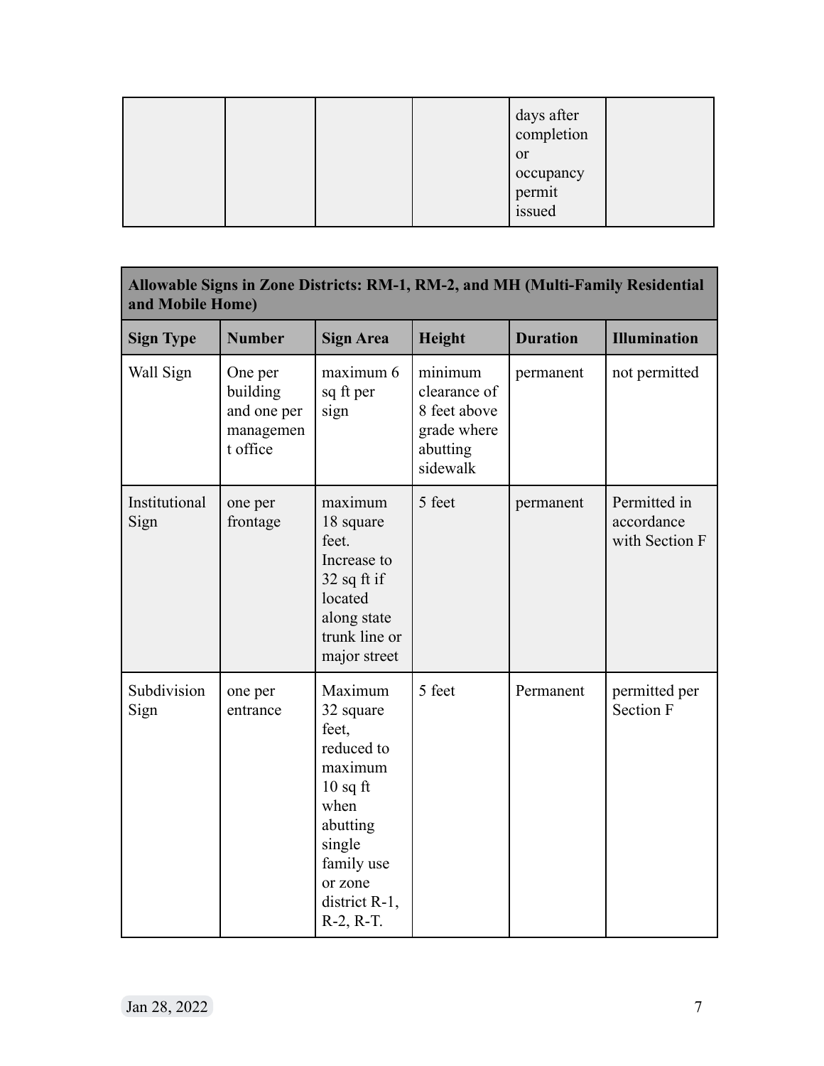| | | | | days after completion or occupancy permit issued | |
|---|---|---|---|---|---|

| **Allowable Signs in Zone Districts: RM-1, RM-2, and MH (Multi-Family Residential and Mobile Home)** | | | | | |
|---|---|---|---|---|---|
| **Sign Type** | **Number** | **Sign Area** | **Height** | **Duration** | **Illumination** |
| Wall Sign | One per building and one per management office | maximum 6 sq ft per sign | minimum clearance of 8 feet above grade where abutting sidewalk | permanent | not permitted |
| Institutional Sign | one per frontage | maximum 18 square feet. Increase to 32 sq ft if located along state trunk line or major street | 5 feet | permanent | Permitted in accordance with Section F |
| Subdivision Sign | one per entrance | Maximum 32 square feet, reduced to maximum 10 sq ft when abutting single family use or zone district R-1, R-2, R-T. | 5 feet | Permanent | permitted per Section F |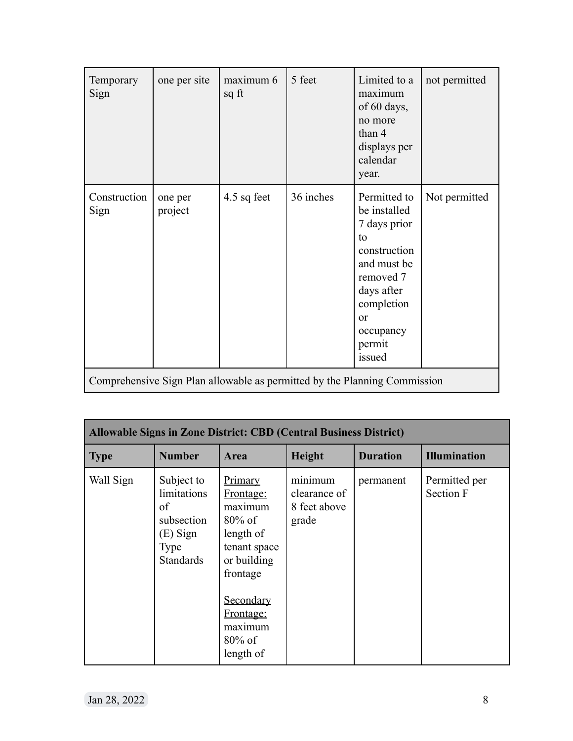| Temporary Sign | one per site | maximum 6 sq ft | 5 feet | Limited to a maximum of 60 days, no more than 4 displays per calendar year. | not permitted |
|---|---|---|---|---|---|
| Construction Sign | one per project | 4.5 sq feet | 36 inches | Permitted to be installed 7 days prior to construction and must be removed 7 days after completion or occupancy permit issued | Not permitted |
| Comprehensive Sign Plan allowable as permitted by the Planning Commission | | | | | |

| **Allowable Signs in Zone District: CBD (Central Business District)** | | | | | |
|---|---|---|---|---|---|
| **Type** | **Number** | **Area** | **Height** | **Duration** | **Illumination** |
| Wall Sign | Subject to limitations of subsection (E) Sign Type Standards | Primary Frontage: maximum 80% of length of tenant space or building frontage<br><br>Secondary Frontage: maximum 80% of length of | minimum clearance of 8 feet above grade | permanent | Permitted per Section F |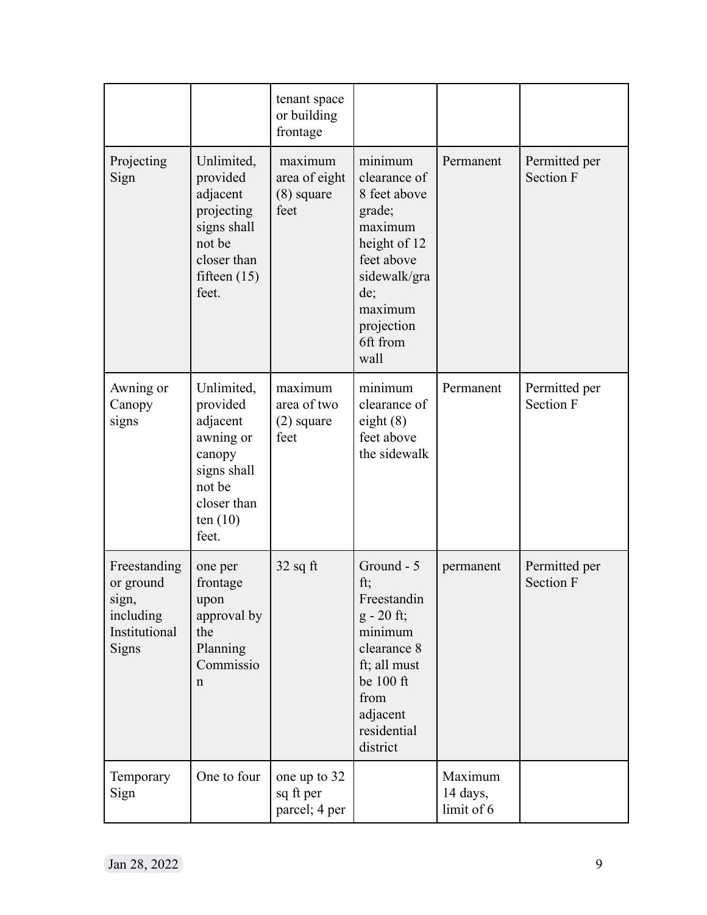|  |  | tenant space or building frontage |  |  |  |
|---|---|---|---|---|---|
| Projecting Sign | Unlimited, provided adjacent projecting signs shall not be closer than fifteen (15) feet. | maximum area of eight (8) square feet | minimum clearance of 8 feet above grade; maximum height of 12 feet above sidewalk/grade; maximum projection 6ft from wall | Permanent | Permitted per Section F |
| Awning or Canopy signs | Unlimited, provided adjacent awning or canopy signs shall not be closer than ten (10) feet. | maximum area of two (2) square feet | minimum clearance of eight (8) feet above the sidewalk | Permanent | Permitted per Section F |
| Freestanding or ground sign, including Institutional Signs | one per frontage upon approval by the Planning Commission | 32 sq ft | Ground - 5 ft; Freestanding - 20 ft; minimum clearance 8 ft; all must be 100 ft from adjacent residential district | permanent | Permitted per Section F |
| Temporary Sign | One to four | one up to 32 sq ft per parcel; 4 per |  | Maximum 14 days, limit of 6 |  |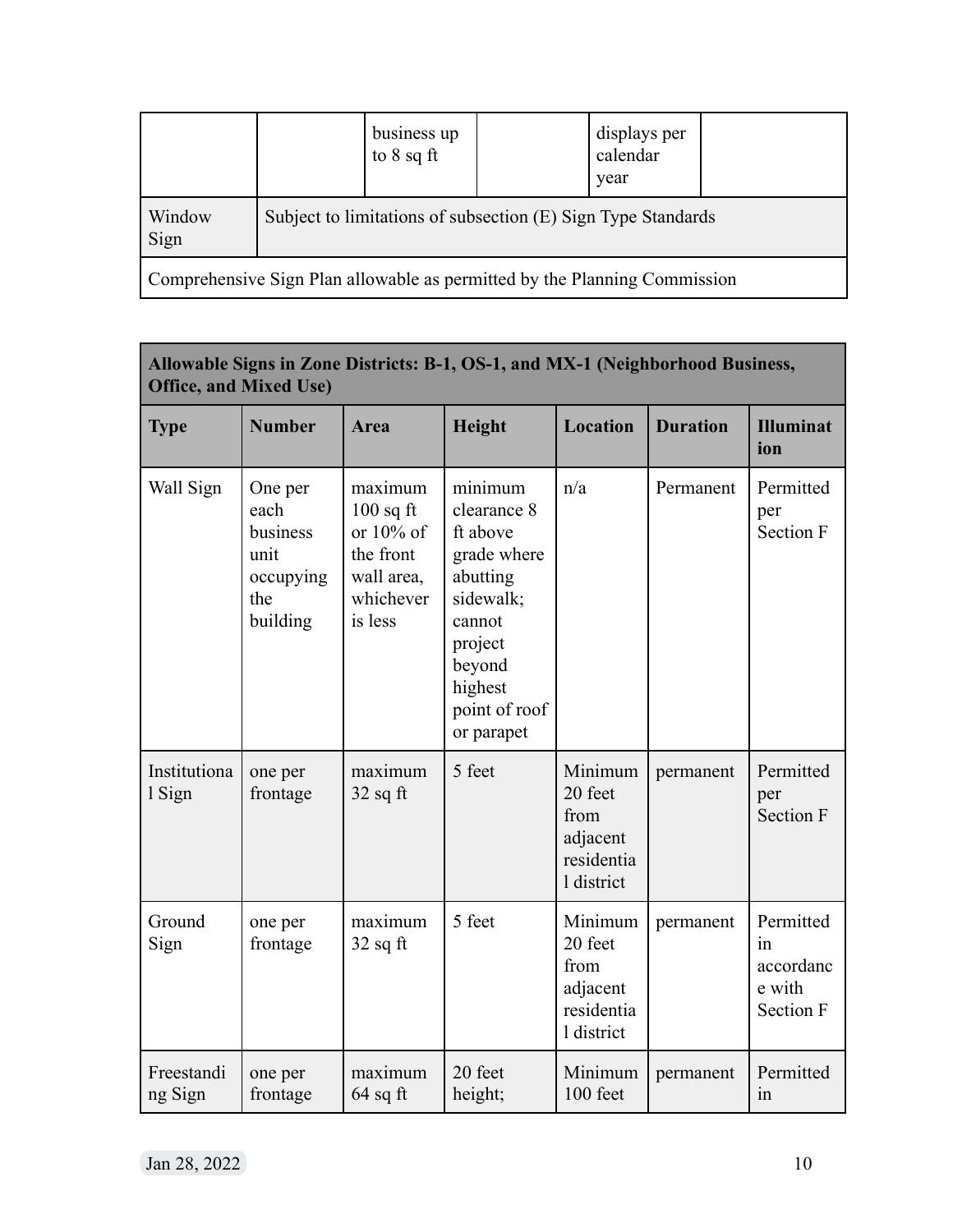| | | business up to 8 sq ft | | displays per calendar year | |
|---|---|---|---|---|---|
| Window Sign | Subject to limitations of subsection (E) Sign Type Standards | | | | |
| Comprehensive Sign Plan allowable as permitted by the Planning Commission | | | | | |

| **Allowable Signs in Zone Districts: B-1, OS-1, and MX-1 (Neighborhood Business, Office, and Mixed Use)** | | | | | | |
|---|---|---|---|---|---|---|
| **Type** | **Number** | **Area** | **Height** | **Location** | **Duration** | **Illumination** |
| Wall Sign | One per each business unit occupying the building | maximum 100 sq ft or 10% of the front wall area, whichever is less | minimum clearance 8 ft above grade where abutting sidewalk; cannot project beyond highest point of roof or parapet | n/a | Permanent | Permitted per Section F |
| Institutional Sign | one per frontage | maximum 32 sq ft | 5 feet | Minimum 20 feet from adjacent residential district | permanent | Permitted per Section F |
| Ground Sign | one per frontage | maximum 32 sq ft | 5 feet | Minimum 20 feet from adjacent residential district | permanent | Permitted in accordance with Section F |
| Freestanding Sign | one per frontage | maximum 64 sq ft | 20 feet height; | Minimum 100 feet | permanent | Permitted in |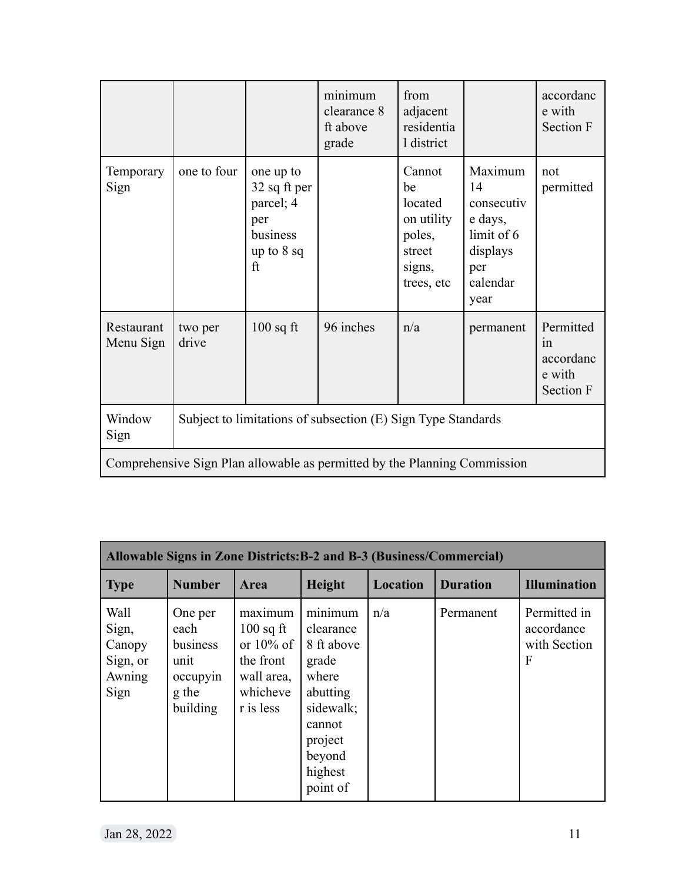| | | | minimum clearance 8 ft above grade | from adjacent residential district | | accordance with Section F |
|---|---|---|---|---|---|---|
| Temporary Sign | one to four | one up to 32 sq ft per parcel; 4 per business up to 8 sq ft | | Cannot be located on utility poles, street signs, trees, etc | Maximum 14 consecutive days, limit of 6 displays per calendar year | not permitted |
| Restaurant Menu Sign | two per drive | 100 sq ft | 96 inches | n/a | permanent | Permitted in accordance with Section F |
| Window Sign | Subject to limitations of subsection (E) Sign Type Standards | | | | | |
| Comprehensive Sign Plan allowable as permitted by the Planning Commission | | | | | | |

| **Allowable Signs in Zone Districts:B-2 and B-3 (Business/Commercial)** | | | | | | |
|---|---|---|---|---|---|---|
| **Type** | **Number** | **Area** | **Height** | **Location** | **Duration** | **Illumination** |
| Wall Sign, Canopy Sign, or Awning Sign | One per each business unit occupying the building | maximum 100 sq ft or 10% of the front wall area, whichever is less | minimum clearance 8 ft above grade where abutting sidewalk; cannot project beyond highest point of | n/a | Permanent | Permitted in accordance with Section F |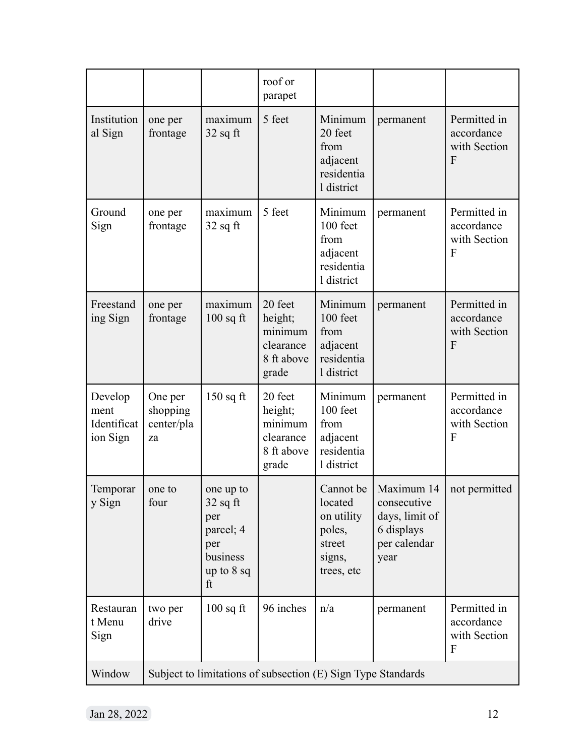| | | | roof or parapet | | | |
|---|---|---|---|---|---|---|
| Institutional Sign | one per frontage | maximum 32 sq ft | 5 feet | Minimum 20 feet from adjacent residential district | permanent | Permitted in accordance with Section F |
| Ground Sign | one per frontage | maximum 32 sq ft | 5 feet | Minimum 100 feet from adjacent residential district | permanent | Permitted in accordance with Section F |
| Freestanding Sign | one per frontage | maximum 100 sq ft | 20 feet height; minimum clearance 8 ft above grade | Minimum 100 feet from adjacent residential district | permanent | Permitted in accordance with Section F |
| Development Identification Sign | One per shopping center/plaza | 150 sq ft | 20 feet height; minimum clearance 8 ft above grade | Minimum 100 feet from adjacent residential district | permanent | Permitted in accordance with Section F |
| Temporary Sign | one to four | one up to 32 sq ft per parcel; 4 per business up to 8 sq ft | | Cannot be located on utility poles, street signs, trees, etc | Maximum 14 consecutive days, limit of 6 displays per calendar year | not permitted |
| Restaurant Menu Sign | two per drive | 100 sq ft | 96 inches | n/a | permanent | Permitted in accordance with Section F |
| Window | Subject to limitations of subsection (E) Sign Type Standards | | | | | |

Jan 28, 2022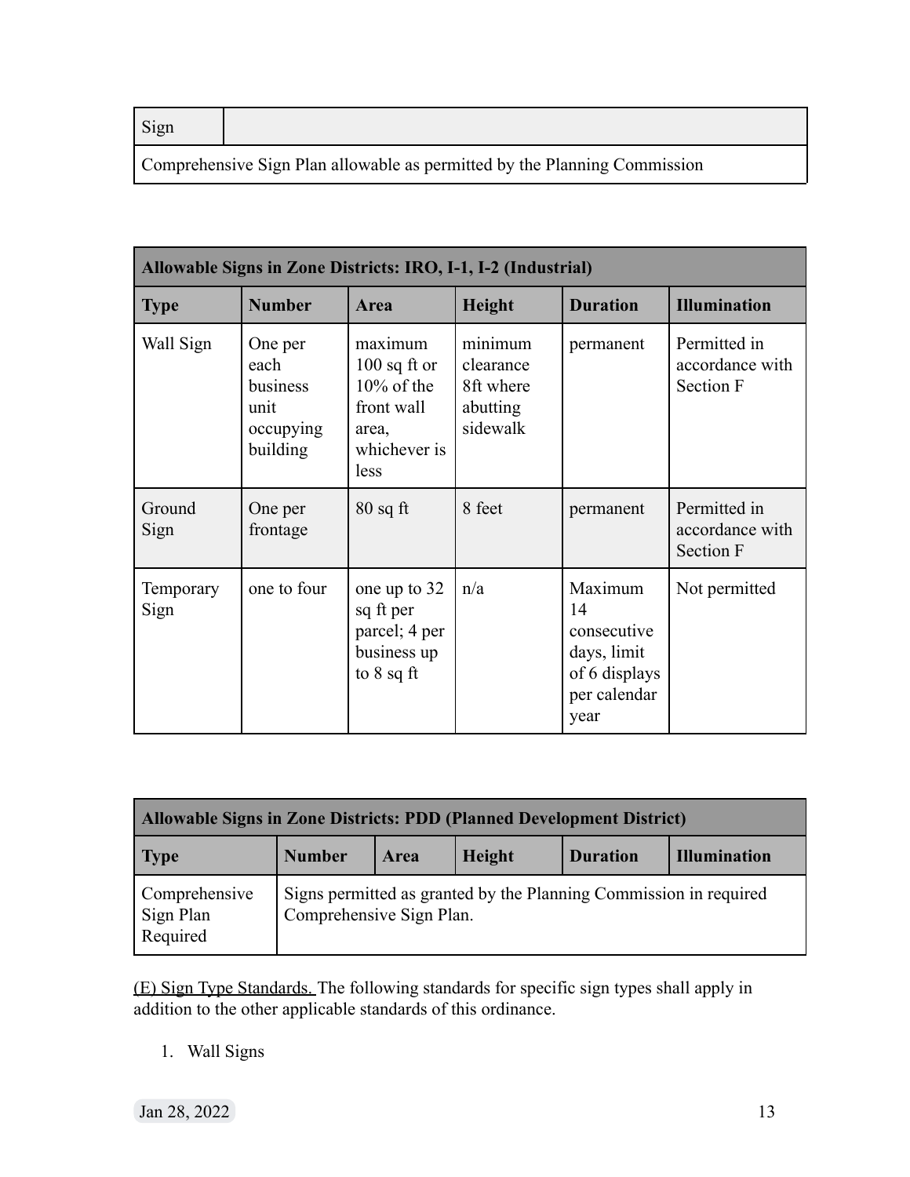| Sign | |
|---|---|
| Comprehensive Sign Plan allowable as permitted by the Planning Commission | |

| Allowable Signs in Zone Districts: IRO, I-1, I-2 (Industrial) | | | | | |
|---|---|---|---|---|---|
| **Type** | **Number** | **Area** | **Height** | **Duration** | **Illumination** |
| Wall Sign | One per each business unit occupying building | maximum 100 sq ft or 10% of the front wall area, whichever is less | minimum clearance 8ft where abutting sidewalk | permanent | Permitted in accordance with Section F |
| Ground Sign | One per frontage | 80 sq ft | 8 feet | permanent | Permitted in accordance with Section F |
| Temporary Sign | one to four | one up to 32 sq ft per parcel; 4 per business up to 8 sq ft | n/a | Maximum 14 consecutive days, limit of 6 displays per calendar year | Not permitted |

| Allowable Signs in Zone Districts: PDD (Planned Development District) | | | | | |
|---|---|---|---|---|---|
| **Type** | **Number** | **Area** | **Height** | **Duration** | **Illumination** |
| Comprehensive Sign Plan Required | Signs permitted as granted by the Planning Commission in required Comprehensive Sign Plan. | | | | |

(E) Sign Type Standards. The following standards for specific sign types shall apply in addition to the other applicable standards of this ordinance.

1. Wall Signs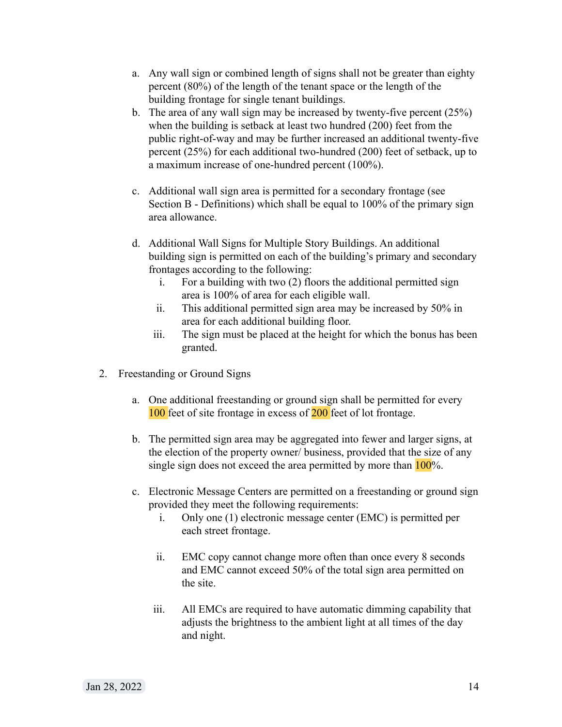a. Any wall sign or combined length of signs shall not be greater than eighty percent (80%) of the length of the tenant space or the length of the building frontage for single tenant buildings.
b. The area of any wall sign may be increased by twenty-five percent (25%) when the building is setback at least two hundred (200) feet from the public right-of-way and may be further increased an additional twenty-five percent (25%) for each additional two-hundred (200) feet of setback, up to a maximum increase of one-hundred percent (100%).

c. Additional wall sign area is permitted for a secondary frontage (see Section B - Definitions) which shall be equal to 100% of the primary sign area allowance.

d. Additional Wall Signs for Multiple Story Buildings. An additional building sign is permitted on each of the building's primary and secondary frontages according to the following:
    i. For a building with two (2) floors the additional permitted sign area is 100% of area for each eligible wall.
    ii. This additional permitted sign area may be increased by 50% in area for each additional building floor.
    iii. The sign must be placed at the height for which the bonus has been granted.

2. Freestanding or Ground Signs

    a. One additional freestanding or ground sign shall be permitted for every 100 feet of site frontage in excess of 200 feet of lot frontage.

    b. The permitted sign area may be aggregated into fewer and larger signs, at the election of the property owner/ business, provided that the size of any single sign does not exceed the area permitted by more than 100%.

    c. Electronic Message Centers are permitted on a freestanding or ground sign provided they meet the following requirements:
        i. Only one (1) electronic message center (EMC) is permitted per each street frontage.

        ii. EMC copy cannot change more often than once every 8 seconds and EMC cannot exceed 50% of the total sign area permitted on the site.

        iii. All EMCs are required to have automatic dimming capability that adjusts the brightness to the ambient light at all times of the day and night.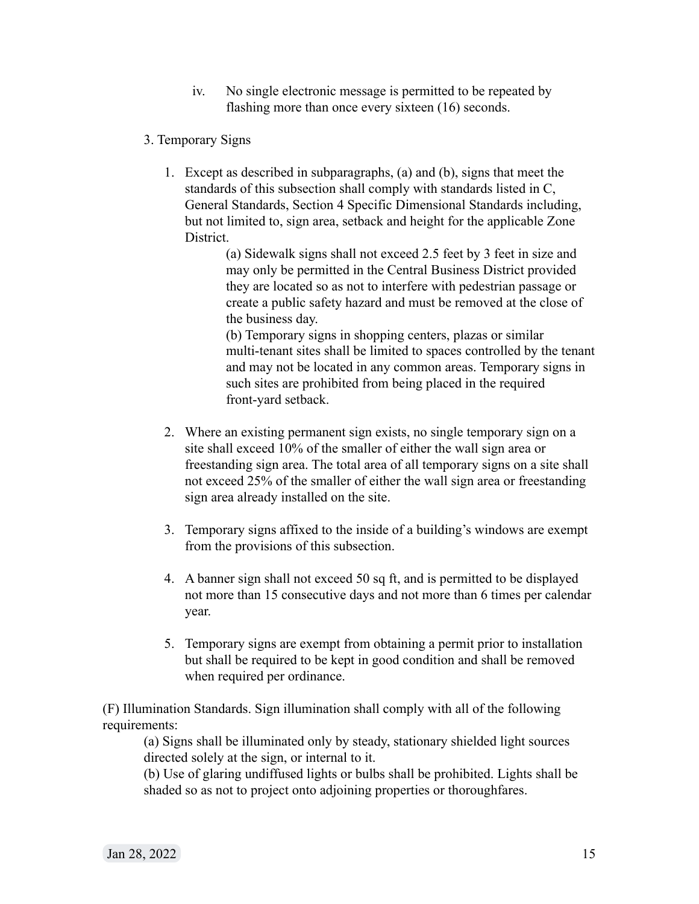iv. No single electronic message is permitted to be repeated by flashing more than once every sixteen (16) seconds.

3. Temporary Signs

1. Except as described in subparagraphs, (a) and (b), signs that meet the standards of this subsection shall comply with standards listed in C, General Standards, Section 4 Specific Dimensional Standards including, but not limited to, sign area, setback and height for the applicable Zone District.

   (a) Sidewalk signs shall not exceed 2.5 feet by 3 feet in size and may only be permitted in the Central Business District provided they are located so as not to interfere with pedestrian passage or create a public safety hazard and must be removed at the close of the business day.

   (b) Temporary signs in shopping centers, plazas or similar multi-tenant sites shall be limited to spaces controlled by the tenant and may not be located in any common areas. Temporary signs in such sites are prohibited from being placed in the required front-yard setback.

2. Where an existing permanent sign exists, no single temporary sign on a site shall exceed 10% of the smaller of either the wall sign area or freestanding sign area. The total area of all temporary signs on a site shall not exceed 25% of the smaller of either the wall sign area or freestanding sign area already installed on the site.

3. Temporary signs affixed to the inside of a building's windows are exempt from the provisions of this subsection.

4. A banner sign shall not exceed 50 sq ft, and is permitted to be displayed not more than 15 consecutive days and not more than 6 times per calendar year.

5. Temporary signs are exempt from obtaining a permit prior to installation but shall be required to be kept in good condition and shall be removed when required per ordinance.

(F) Illumination Standards. Sign illumination shall comply with all of the following requirements:

(a) Signs shall be illuminated only by steady, stationary shielded light sources directed solely at the sign, or internal to it.

(b) Use of glaring undiffused lights or bulbs shall be prohibited. Lights shall be shaded so as not to project onto adjoining properties or thoroughfares.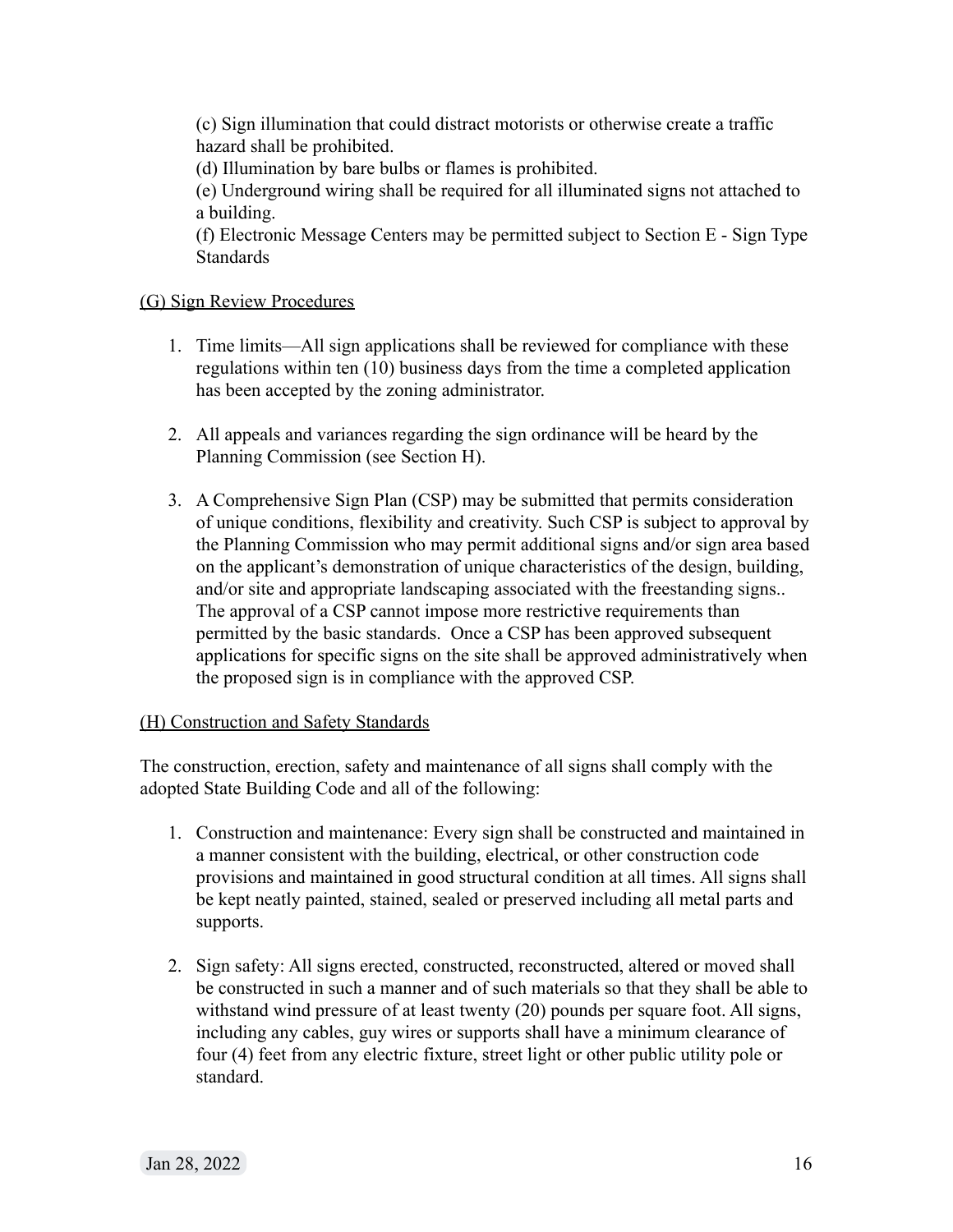(c) Sign illumination that could distract motorists or otherwise create a traffic hazard shall be prohibited.
(d) Illumination by bare bulbs or flames is prohibited.
(e) Underground wiring shall be required for all illuminated signs not attached to a building.
(f) Electronic Message Centers may be permitted subject to Section E - Sign Type Standards

<u>(G) Sign Review Procedures</u>

1. Time limits—All sign applications shall be reviewed for compliance with these regulations within ten (10) business days from the time a completed application has been accepted by the zoning administrator.

2. All appeals and variances regarding the sign ordinance will be heard by the Planning Commission (see Section H).

3. A Comprehensive Sign Plan (CSP) may be submitted that permits consideration of unique conditions, flexibility and creativity. Such CSP is subject to approval by the Planning Commission who may permit additional signs and/or sign area based on the applicant's demonstration of unique characteristics of the design, building, and/or site and appropriate landscaping associated with the freestanding signs.. The approval of a CSP cannot impose more restrictive requirements than permitted by the basic standards. Once a CSP has been approved subsequent applications for specific signs on the site shall be approved administratively when the proposed sign is in compliance with the approved CSP.

<u>(H) Construction and Safety Standards</u>

The construction, erection, safety and maintenance of all signs shall comply with the adopted State Building Code and all of the following:

1. Construction and maintenance: Every sign shall be constructed and maintained in a manner consistent with the building, electrical, or other construction code provisions and maintained in good structural condition at all times. All signs shall be kept neatly painted, stained, sealed or preserved including all metal parts and supports.

2. Sign safety: All signs erected, constructed, reconstructed, altered or moved shall be constructed in such a manner and of such materials so that they shall be able to withstand wind pressure of at least twenty (20) pounds per square foot. All signs, including any cables, guy wires or supports shall have a minimum clearance of four (4) feet from any electric fixture, street light or other public utility pole or standard.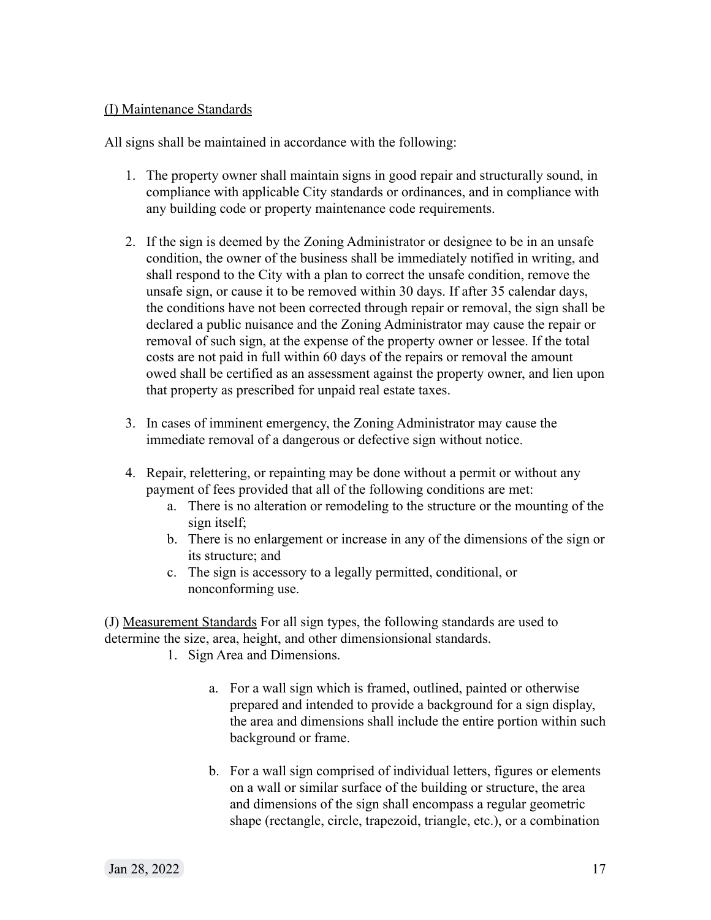<u>(I) Maintenance Standards</u>

All signs shall be maintained in accordance with the following:

1. The property owner shall maintain signs in good repair and structurally sound, in compliance with applicable City standards or ordinances, and in compliance with any building code or property maintenance code requirements.

2. If the sign is deemed by the Zoning Administrator or designee to be in an unsafe condition, the owner of the business shall be immediately notified in writing, and shall respond to the City with a plan to correct the unsafe condition, remove the unsafe sign, or cause it to be removed within 30 days. If after 35 calendar days, the conditions have not been corrected through repair or removal, the sign shall be declared a public nuisance and the Zoning Administrator may cause the repair or removal of such sign, at the expense of the property owner or lessee. If the total costs are not paid in full within 60 days of the repairs or removal the amount owed shall be certified as an assessment against the property owner, and lien upon that property as prescribed for unpaid real estate taxes.

3. In cases of imminent emergency, the Zoning Administrator may cause the immediate removal of a dangerous or defective sign without notice.

4. Repair, relettering, or repainting may be done without a permit or without any payment of fees provided that all of the following conditions are met:
   a. There is no alteration or remodeling to the structure or the mounting of the sign itself;
   b. There is no enlargement or increase in any of the dimensions of the sign or its structure; and
   c. The sign is accessory to a legally permitted, conditional, or nonconforming use.

(J) <u>Measurement Standards</u> For all sign types, the following standards are used to determine the size, area, height, and other dimensionsional standards.

1. Sign Area and Dimensions.

   a. For a wall sign which is framed, outlined, painted or otherwise prepared and intended to provide a background for a sign display, the area and dimensions shall include the entire portion within such background or frame.

   b. For a wall sign comprised of individual letters, figures or elements on a wall or similar surface of the building or structure, the area and dimensions of the sign shall encompass a regular geometric shape (rectangle, circle, trapezoid, triangle, etc.), or a combination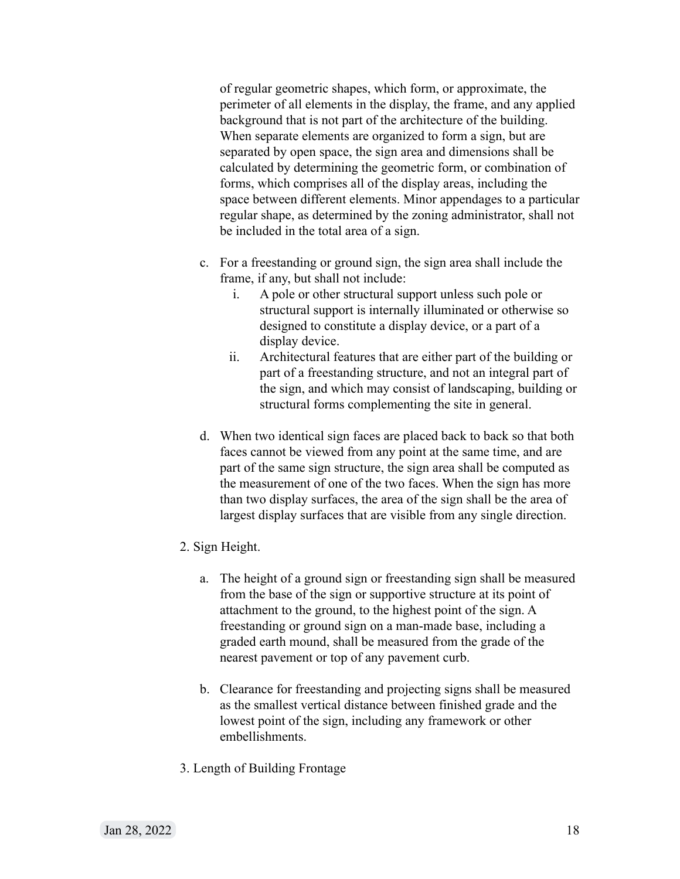of regular geometric shapes, which form, or approximate, the perimeter of all elements in the display, the frame, and any applied background that is not part of the architecture of the building. When separate elements are organized to form a sign, but are separated by open space, the sign area and dimensions shall be calculated by determining the geometric form, or combination of forms, which comprises all of the display areas, including the space between different elements. Minor appendages to a particular regular shape, as determined by the zoning administrator, shall not be included in the total area of a sign.

c. For a freestanding or ground sign, the sign area shall include the frame, if any, but shall not include:
    i. A pole or other structural support unless such pole or structural support is internally illuminated or otherwise so designed to constitute a display device, or a part of a display device.
    ii. Architectural features that are either part of the building or part of a freestanding structure, and not an integral part of the sign, and which may consist of landscaping, building or structural forms complementing the site in general.

d. When two identical sign faces are placed back to back so that both faces cannot be viewed from any point at the same time, and are part of the same sign structure, the sign area shall be computed as the measurement of one of the two faces. When the sign has more than two display surfaces, the area of the sign shall be the area of largest display surfaces that are visible from any single direction.

2. Sign Height.

a. The height of a ground sign or freestanding sign shall be measured from the base of the sign or supportive structure at its point of attachment to the ground, to the highest point of the sign. A freestanding or ground sign on a man-made base, including a graded earth mound, shall be measured from the grade of the nearest pavement or top of any pavement curb.

b. Clearance for freestanding and projecting signs shall be measured as the smallest vertical distance between finished grade and the lowest point of the sign, including any framework or other embellishments.

3. Length of Building Frontage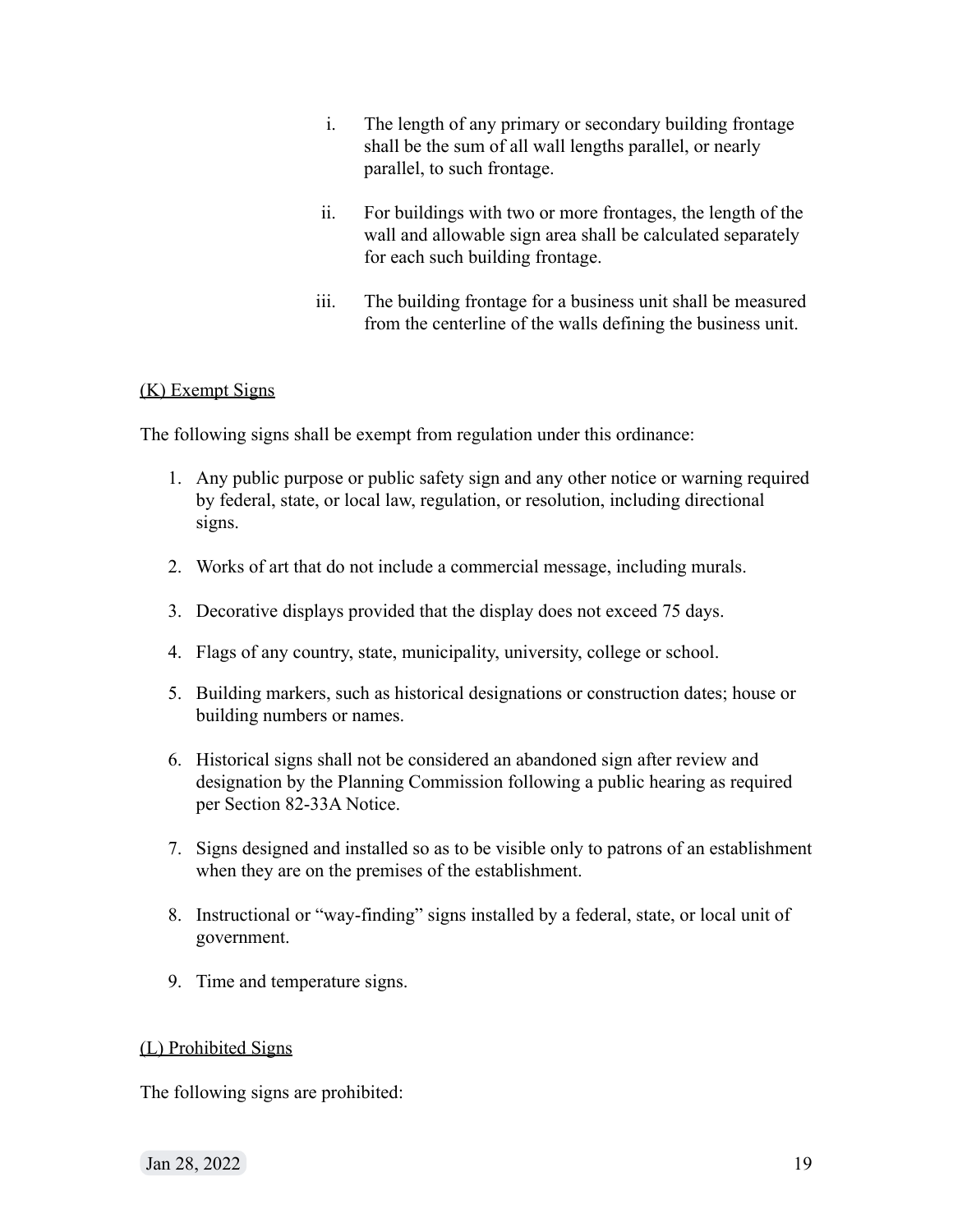i. The length of any primary or secondary building frontage shall be the sum of all wall lengths parallel, or nearly parallel, to such frontage.

ii. For buildings with two or more frontages, the length of the wall and allowable sign area shall be calculated separately for each such building frontage.

iii. The building frontage for a business unit shall be measured from the centerline of the walls defining the business unit.

<u>(K) Exempt Signs</u>

The following signs shall be exempt from regulation under this ordinance:

1. Any public purpose or public safety sign and any other notice or warning required by federal, state, or local law, regulation, or resolution, including directional signs.
2. Works of art that do not include a commercial message, including murals.
3. Decorative displays provided that the display does not exceed 75 days.
4. Flags of any country, state, municipality, university, college or school.
5. Building markers, such as historical designations or construction dates; house or building numbers or names.
6. Historical signs shall not be considered an abandoned sign after review and designation by the Planning Commission following a public hearing as required per Section 82-33A Notice.
7. Signs designed and installed so as to be visible only to patrons of an establishment when they are on the premises of the establishment.
8. Instructional or "way-finding" signs installed by a federal, state, or local unit of government.
9. Time and temperature signs.

<u>(L) Prohibited Signs</u>

The following signs are prohibited: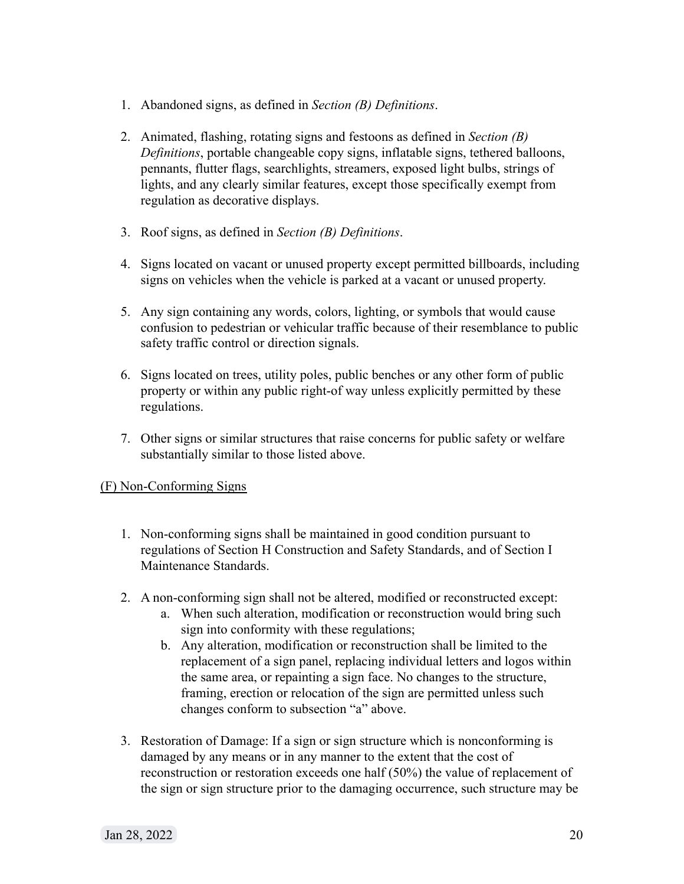1. Abandoned signs, as defined in *Section (B) Definitions*.

2. Animated, flashing, rotating signs and festoons as defined in *Section (B) Definitions*, portable changeable copy signs, inflatable signs, tethered balloons, pennants, flutter flags, searchlights, streamers, exposed light bulbs, strings of lights, and any clearly similar features, except those specifically exempt from regulation as decorative displays.

3. Roof signs, as defined in *Section (B) Definitions*.

4. Signs located on vacant or unused property except permitted billboards, including signs on vehicles when the vehicle is parked at a vacant or unused property.

5. Any sign containing any words, colors, lighting, or symbols that would cause confusion to pedestrian or vehicular traffic because of their resemblance to public safety traffic control or direction signals.

6. Signs located on trees, utility poles, public benches or any other form of public property or within any public right-of way unless explicitly permitted by these regulations.

7. Other signs or similar structures that raise concerns for public safety or welfare substantially similar to those listed above.

<u>(F) Non-Conforming Signs</u>

1. Non-conforming signs shall be maintained in good condition pursuant to regulations of Section H Construction and Safety Standards, and of Section I Maintenance Standards.

2. A non-conforming sign shall not be altered, modified or reconstructed except:
   a. When such alteration, modification or reconstruction would bring such sign into conformity with these regulations;
   b. Any alteration, modification or reconstruction shall be limited to the replacement of a sign panel, replacing individual letters and logos within the same area, or repainting a sign face. No changes to the structure, framing, erection or relocation of the sign are permitted unless such changes conform to subsection "a" above.

3. Restoration of Damage: If a sign or sign structure which is nonconforming is damaged by any means or in any manner to the extent that the cost of reconstruction or restoration exceeds one half (50%) the value of replacement of the sign or sign structure prior to the damaging occurrence, such structure may be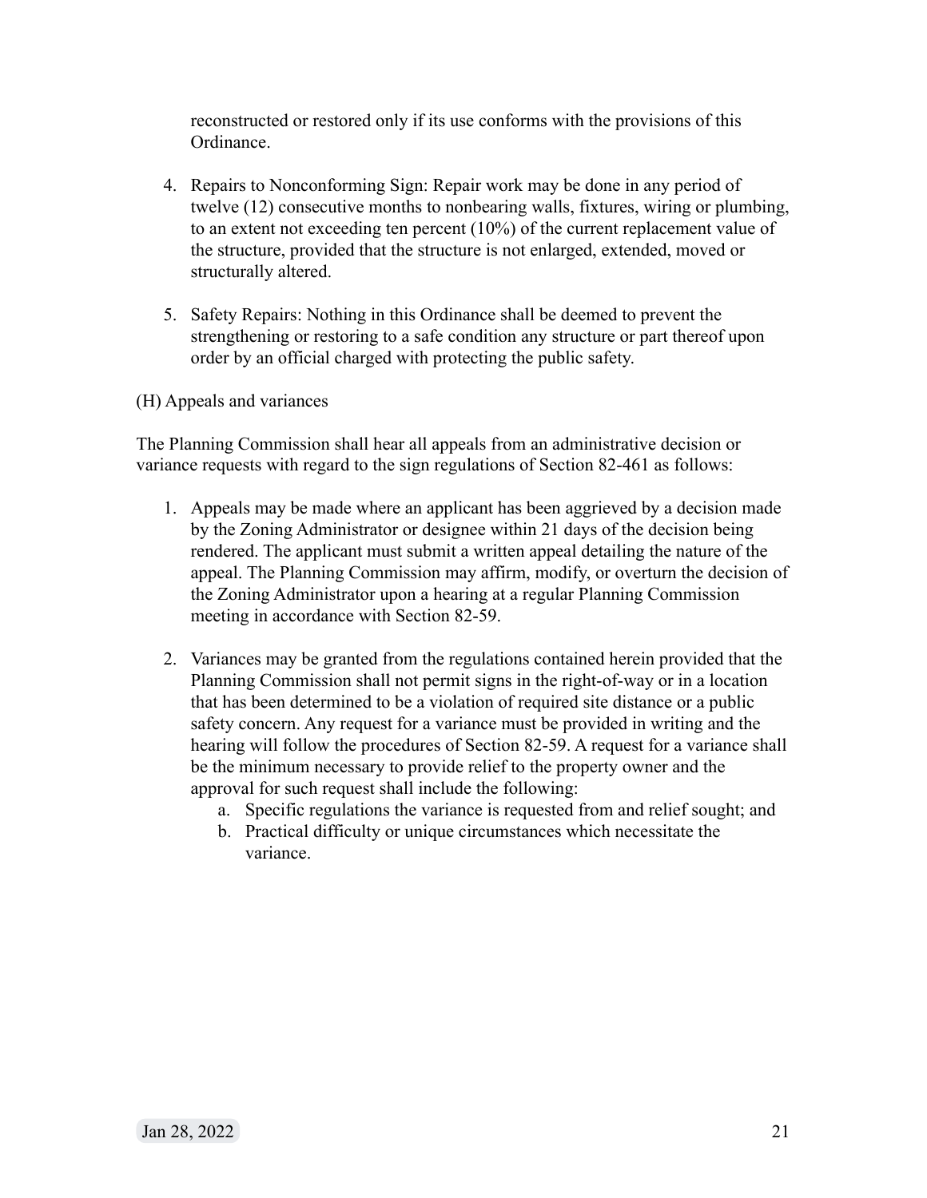reconstructed or restored only if its use conforms with the provisions of this Ordinance.

4. Repairs to Nonconforming Sign: Repair work may be done in any period of twelve (12) consecutive months to nonbearing walls, fixtures, wiring or plumbing, to an extent not exceeding ten percent (10%) of the current replacement value of the structure, provided that the structure is not enlarged, extended, moved or structurally altered.

5. Safety Repairs: Nothing in this Ordinance shall be deemed to prevent the strengthening or restoring to a safe condition any structure or part thereof upon order by an official charged with protecting the public safety.

(H) Appeals and variances

The Planning Commission shall hear all appeals from an administrative decision or variance requests with regard to the sign regulations of Section 82-461 as follows:

1. Appeals may be made where an applicant has been aggrieved by a decision made by the Zoning Administrator or designee within 21 days of the decision being rendered. The applicant must submit a written appeal detailing the nature of the appeal. The Planning Commission may affirm, modify, or overturn the decision of the Zoning Administrator upon a hearing at a regular Planning Commission meeting in accordance with Section 82-59.

2. Variances may be granted from the regulations contained herein provided that the Planning Commission shall not permit signs in the right-of-way or in a location that has been determined to be a violation of required site distance or a public safety concern. Any request for a variance must be provided in writing and the hearing will follow the procedures of Section 82-59. A request for a variance shall be the minimum necessary to provide relief to the property owner and the approval for such request shall include the following:
   a. Specific regulations the variance is requested from and relief sought; and
   b. Practical difficulty or unique circumstances which necessitate the variance.

Jan 28, 2022